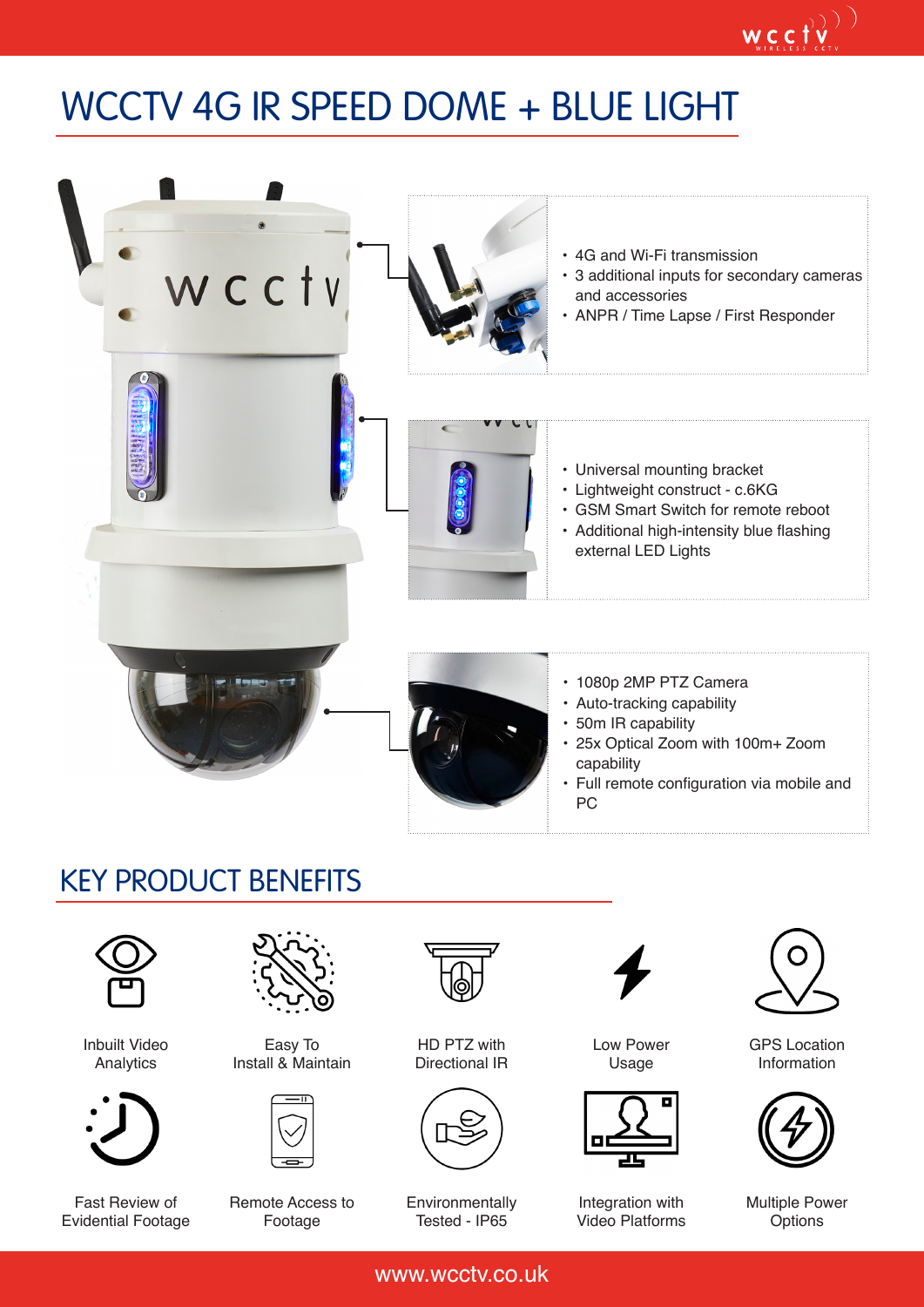# WCCTV 4G IR SPEED DOME + BLUE LIGHT

- 4G and Wi-Fi transmission
- 3 additional inputs for secondary cameras and accessories
- ANPR / Time Lapse / First Responder

- Universal mounting bracket
- Lightweight construct - c.6KG
- GSM Smart Switch for remote reboot
- Additional high-intensity blue flashing external LED Lights

- 1080p 2MP PTZ Camera
- Auto-tracking capability
- 50m IR capability
- 25x Optical Zoom with 100m+ Zoom capability
- Full remote configuration via mobile and PC

## KEY PRODUCT BENEFITS

Inbuilt Video Analytics

Easy To Install & Maintain

HD PTZ with Directional IR

Low Power Usage

GPS Location Information

Fast Review of Evidential Footage

Remote Access to Footage

Environmentally Tested - IP65

Integration with Video Platforms

Multiple Power Options

www.wcctv.co.uk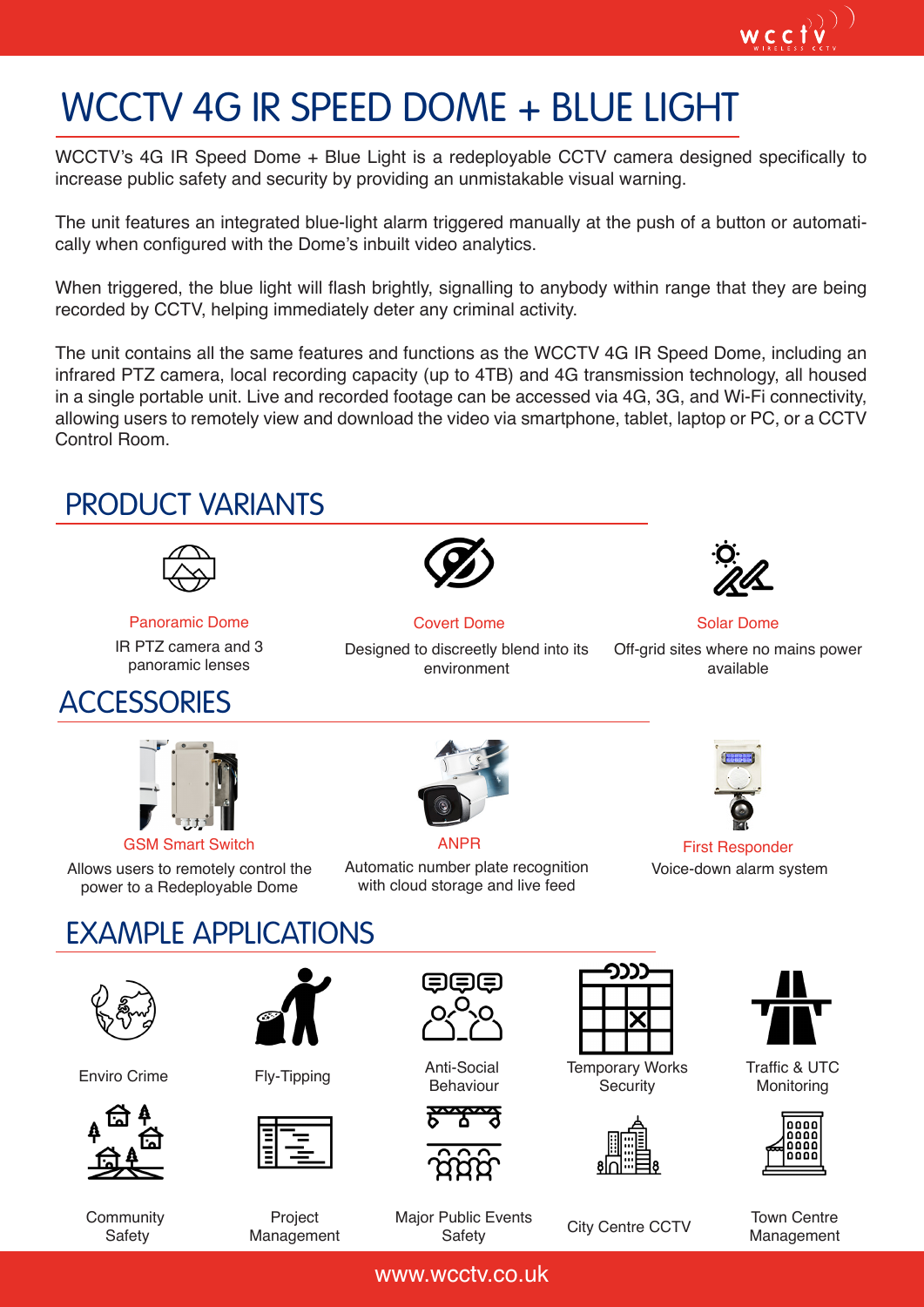# WCCTV 4G IR SPEED DOME + BLUE LIGHT

WCCTV's 4G IR Speed Dome + Blue Light is a redeployable CCTV camera designed specifically to increase public safety and security by providing an unmistakable visual warning.

The unit features an integrated blue-light alarm triggered manually at the push of a button or automatically when configured with the Dome's inbuilt video analytics.

When triggered, the blue light will flash brightly, signalling to anybody within range that they are being recorded by CCTV, helping immediately deter any criminal activity.

The unit contains all the same features and functions as the WCCTV 4G IR Speed Dome, including an infrared PTZ camera, local recording capacity (up to 4TB) and 4G transmission technology, all housed in a single portable unit. Live and recorded footage can be accessed via 4G, 3G, and Wi-Fi connectivity, allowing users to remotely view and download the video via smartphone, tablet, laptop or PC, or a CCTV Control Room.

## PRODUCT VARIANTS

**Panoramic Dome**
IR PTZ camera and 3 panoramic lenses

**Covert Dome**
Designed to discreetly blend into its environment

**Solar Dome**
Off-grid sites where no mains power available

## ACCESSORIES

**GSM Smart Switch**
Allows users to remotely control the power to a Redeployable Dome

**ANPR**
Automatic number plate recognition with cloud storage and live feed

**First Responder**
Voice-down alarm system

## EXAMPLE APPLICATIONS

- Enviro Crime
- Fly-Tipping
- Anti-Social Behaviour
- Temporary Works Security
- Traffic & UTC Monitoring
- Community Safety
- Project Management
- Major Public Events Safety
- City Centre CCTV
- Town Centre Management

www.wcctv.co.uk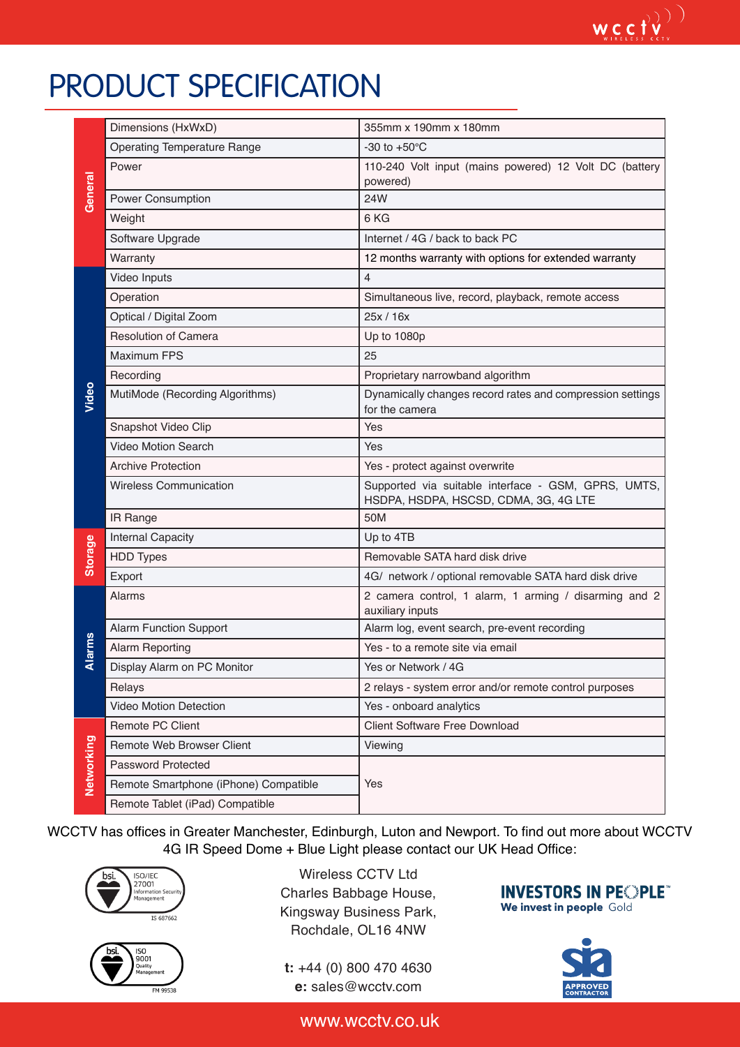# PRODUCT SPECIFICATION

| | | |
|---|---|---|
| General | Dimensions (HxWxD) | 355mm x 190mm x 180mm |
| | Operating Temperature Range | -30 to +50°C |
| | Power | 110-240 Volt input (mains powered) 12 Volt DC (battery powered) |
| | Power Consumption | 24W |
| | Weight | 6 KG |
| | Software Upgrade | Internet / 4G / back to back PC |
| | Warranty | 12 months warranty with options for extended warranty |
| Video | Video Inputs | 4 |
| | Operation | Simultaneous live, record, playback, remote access |
| | Optical / Digital Zoom | 25x / 16x |
| | Resolution of Camera | Up to 1080p |
| | Maximum FPS | 25 |
| | Recording | Proprietary narrowband algorithm |
| | MutiMode (Recording Algorithms) | Dynamically changes record rates and compression settings for the camera |
| | Snapshot Video Clip | Yes |
| | Video Motion Search | Yes |
| | Archive Protection | Yes - protect against overwrite |
| | Wireless Communication | Supported via suitable interface - GSM, GPRS, UMTS, HSDPA, HSDPA, HSCSD, CDMA, 3G, 4G LTE |
| | IR Range | 50M |
| Storage | Internal Capacity | Up to 4TB |
| | HDD Types | Removable SATA hard disk drive |
| | Export | 4G/ network / optional removable SATA hard disk drive |
| Alarms | Alarms | 2 camera control, 1 alarm, 1 arming / disarming and 2 auxiliary inputs |
| | Alarm Function Support | Alarm log, event search, pre-event recording |
| | Alarm Reporting | Yes - to a remote site via email |
| | Display Alarm on PC Monitor | Yes or Network / 4G |
| | Relays | 2 relays - system error and/or remote control purposes |
| | Video Motion Detection | Yes - onboard analytics |
| Networking | Remote PC Client | Client Software Free Download |
| | Remote Web Browser Client | Viewing |
| | Password Protected | Yes |
| | Remote Smartphone (iPhone) Compatible | Yes |
| | Remote Tablet (iPad) Compatible | Yes |

WCCTV has offices in Greater Manchester, Edinburgh, Luton and Newport. To find out more about WCCTV 4G IR Speed Dome + Blue Light please contact our UK Head Office:

Wireless CCTV Ltd
Charles Babbage House,
Kingsway Business Park,
Rochdale, OL16 4NW

**t:** +44 (0) 800 470 4630
**e:** sales@wcctv.com

bsi. ISO/IEC 27001 Information Security Management IS 687662

bsi. ISO 9001 Quality Management FM 99538

INVESTORS IN PEOPLE™ We invest in people Gold

sia APPROVED CONTRACTOR

www.wcctv.co.uk